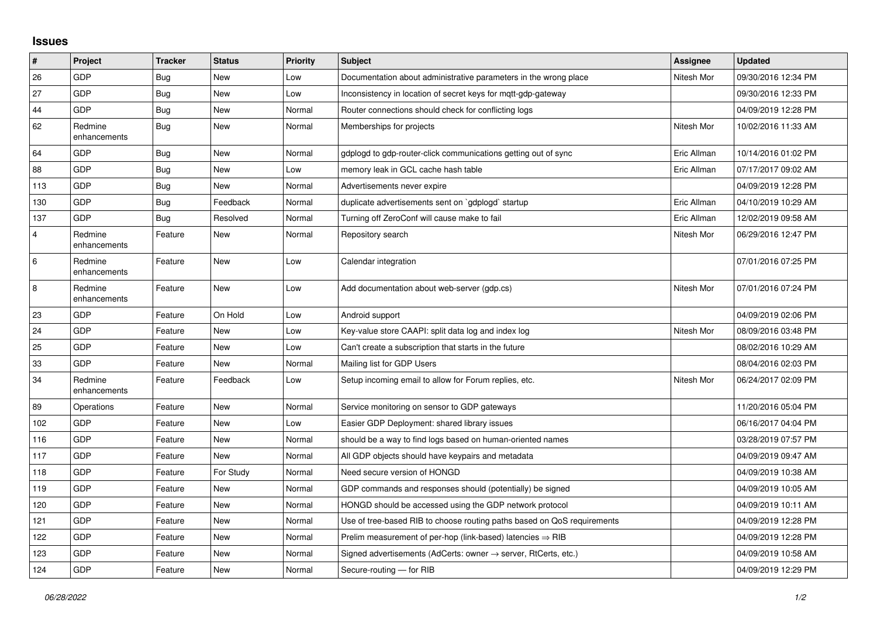## Issues

| # | Project | Tracker | Status | Priority | Subject | Assignee | Updated |
|---|---|---|---|---|---|---|---|
| 26 | GDP | Bug | New | Low | Documentation about administrative parameters in the wrong place | Nitesh Mor | 09/30/2016 12:34 PM |
| 27 | GDP | Bug | New | Low | Inconsistency in location of secret keys for mqtt-gdp-gateway | | 09/30/2016 12:33 PM |
| 44 | GDP | Bug | New | Normal | Router connections should check for conflicting logs | | 04/09/2019 12:28 PM |
| 62 | Redmine enhancements | Bug | New | Normal | Memberships for projects | Nitesh Mor | 10/02/2016 11:33 AM |
| 64 | GDP | Bug | New | Normal | gdplogd to gdp-router-click communications getting out of sync | Eric Allman | 10/14/2016 01:02 PM |
| 88 | GDP | Bug | New | Low | memory leak in GCL cache hash table | Eric Allman | 07/17/2017 09:02 AM |
| 113 | GDP | Bug | New | Normal | Advertisements never expire | | 04/09/2019 12:28 PM |
| 130 | GDP | Bug | Feedback | Normal | duplicate advertisements sent on `gdplogd` startup | Eric Allman | 04/10/2019 10:29 AM |
| 137 | GDP | Bug | Resolved | Normal | Turning off ZeroConf will cause make to fail | Eric Allman | 12/02/2019 09:58 AM |
| 4 | Redmine enhancements | Feature | New | Normal | Repository search | Nitesh Mor | 06/29/2016 12:47 PM |
| 6 | Redmine enhancements | Feature | New | Low | Calendar integration | | 07/01/2016 07:25 PM |
| 8 | Redmine enhancements | Feature | New | Low | Add documentation about web-server (gdp.cs) | Nitesh Mor | 07/01/2016 07:24 PM |
| 23 | GDP | Feature | On Hold | Low | Android support | | 04/09/2019 02:06 PM |
| 24 | GDP | Feature | New | Low | Key-value store CAAPI: split data log and index log | Nitesh Mor | 08/09/2016 03:48 PM |
| 25 | GDP | Feature | New | Low | Can't create a subscription that starts in the future | | 08/02/2016 10:29 AM |
| 33 | GDP | Feature | New | Normal | Mailing list for GDP Users | | 08/04/2016 02:03 PM |
| 34 | Redmine enhancements | Feature | Feedback | Low | Setup incoming email to allow for Forum replies, etc. | Nitesh Mor | 06/24/2017 02:09 PM |
| 89 | Operations | Feature | New | Normal | Service monitoring on sensor to GDP gateways | | 11/20/2016 05:04 PM |
| 102 | GDP | Feature | New | Low | Easier GDP Deployment: shared library issues | | 06/16/2017 04:04 PM |
| 116 | GDP | Feature | New | Normal | should be a way to find logs based on human-oriented names | | 03/28/2019 07:57 PM |
| 117 | GDP | Feature | New | Normal | All GDP objects should have keypairs and metadata | | 04/09/2019 09:47 AM |
| 118 | GDP | Feature | For Study | Normal | Need secure version of HONGD | | 04/09/2019 10:38 AM |
| 119 | GDP | Feature | New | Normal | GDP commands and responses should (potentially) be signed | | 04/09/2019 10:05 AM |
| 120 | GDP | Feature | New | Normal | HONGD should be accessed using the GDP network protocol | | 04/09/2019 10:11 AM |
| 121 | GDP | Feature | New | Normal | Use of tree-based RIB to choose routing paths based on QoS requirements | | 04/09/2019 12:28 PM |
| 122 | GDP | Feature | New | Normal | Prelim measurement of per-hop (link-based) latencies ⇒ RIB | | 04/09/2019 12:28 PM |
| 123 | GDP | Feature | New | Normal | Signed advertisements (AdCerts: owner → server, RtCerts, etc.) | | 04/09/2019 10:58 AM |
| 124 | GDP | Feature | New | Normal | Secure-routing — for RIB | | 04/09/2019 12:29 PM |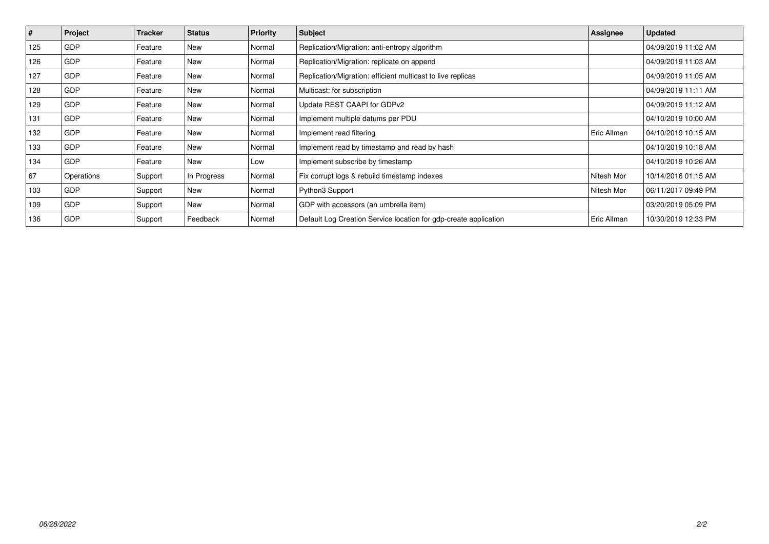| # | Project | Tracker | Status | Priority | Subject | Assignee | Updated |
|---|---|---|---|---|---|---|---|
| 125 | GDP | Feature | New | Normal | Replication/Migration: anti-entropy algorithm | | 04/09/2019 11:02 AM |
| 126 | GDP | Feature | New | Normal | Replication/Migration: replicate on append | | 04/09/2019 11:03 AM |
| 127 | GDP | Feature | New | Normal | Replication/Migration: efficient multicast to live replicas | | 04/09/2019 11:05 AM |
| 128 | GDP | Feature | New | Normal | Multicast: for subscription | | 04/09/2019 11:11 AM |
| 129 | GDP | Feature | New | Normal | Update REST CAAPI for GDPv2 | | 04/09/2019 11:12 AM |
| 131 | GDP | Feature | New | Normal | Implement multiple datums per PDU | | 04/10/2019 10:00 AM |
| 132 | GDP | Feature | New | Normal | Implement read filtering | Eric Allman | 04/10/2019 10:15 AM |
| 133 | GDP | Feature | New | Normal | Implement read by timestamp and read by hash | | 04/10/2019 10:18 AM |
| 134 | GDP | Feature | New | Low | Implement subscribe by timestamp | | 04/10/2019 10:26 AM |
| 67 | Operations | Support | In Progress | Normal | Fix corrupt logs & rebuild timestamp indexes | Nitesh Mor | 10/14/2016 01:15 AM |
| 103 | GDP | Support | New | Normal | Python3 Support | Nitesh Mor | 06/11/2017 09:49 PM |
| 109 | GDP | Support | New | Normal | GDP with accessors (an umbrella item) | | 03/20/2019 05:09 PM |
| 136 | GDP | Support | Feedback | Normal | Default Log Creation Service location for gdp-create application | Eric Allman | 10/30/2019 12:33 PM |